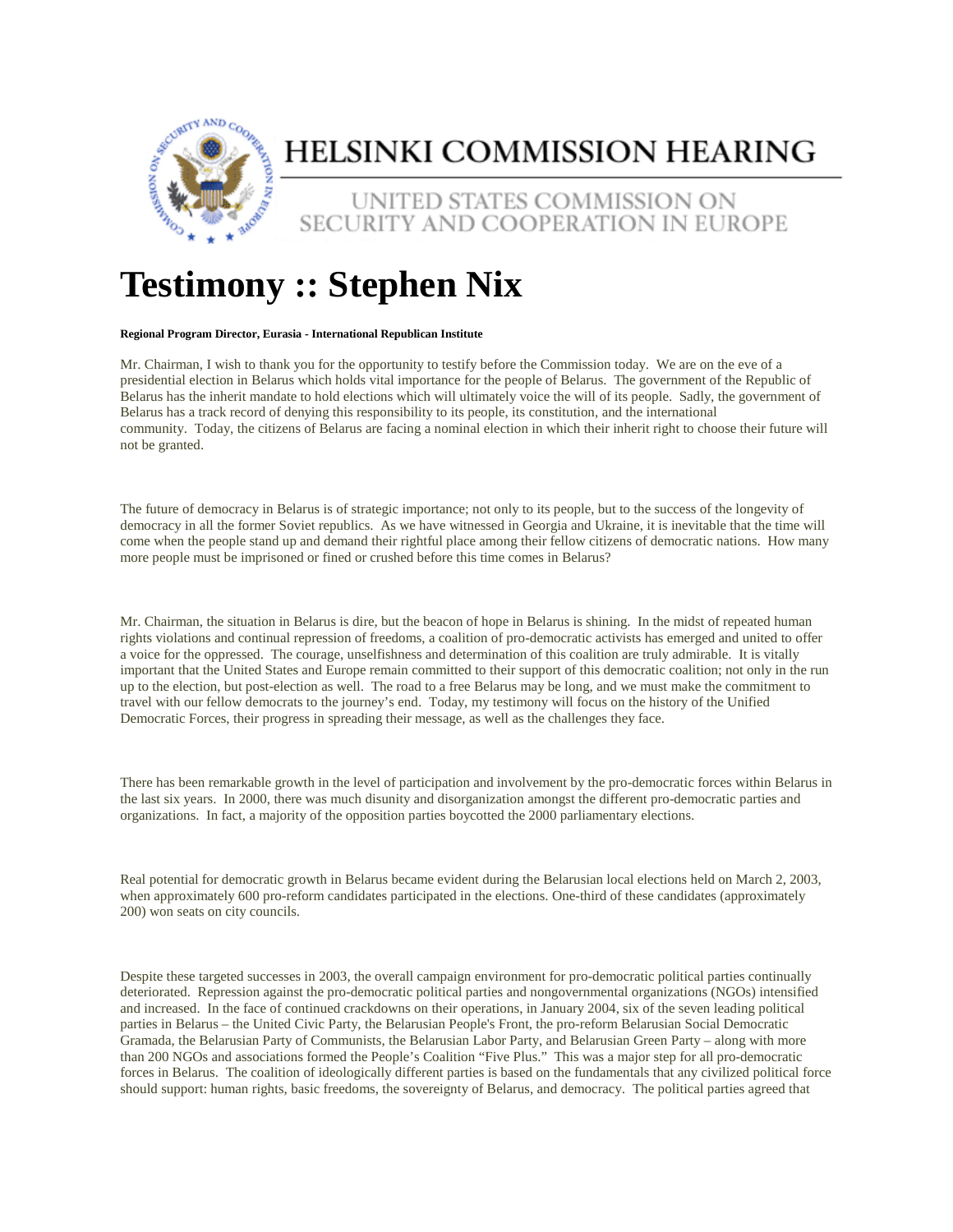# HELSINKI COMMISSION HEARING

UNITED STATES COMMISSION ON SECURITY AND COOPERATION IN EUROPE

# Testimony :: Stephen Nix

**Regional Program Director, Eurasia - International Republican Institute**

Mr. Chairman, I wish to thank you for the opportunity to testify before the Commission today. We are on the eve of a presidential election in Belarus which holds vital importance for the people of Belarus. The government of the Republic of Belarus has the inherit mandate to hold elections which will ultimately voice the will of its people. Sadly, the government of Belarus has a track record of denying this responsibility to its people, its constitution, and the international community. Today, the citizens of Belarus are facing a nominal election in which their inherit right to choose their future will not be granted.

The future of democracy in Belarus is of strategic importance; not only to its people, but to the success of the longevity of democracy in all the former Soviet republics. As we have witnessed in Georgia and Ukraine, it is inevitable that the time will come when the people stand up and demand their rightful place among their fellow citizens of democratic nations. How many more people must be imprisoned or fined or crushed before this time comes in Belarus?

Mr. Chairman, the situation in Belarus is dire, but the beacon of hope in Belarus is shining. In the midst of repeated human rights violations and continual repression of freedoms, a coalition of pro-democratic activists has emerged and united to offer a voice for the oppressed. The courage, unselfishness and determination of this coalition are truly admirable. It is vitally important that the United States and Europe remain committed to their support of this democratic coalition; not only in the run up to the election, but post-election as well. The road to a free Belarus may be long, and we must make the commitment to travel with our fellow democrats to the journey's end. Today, my testimony will focus on the history of the Unified Democratic Forces, their progress in spreading their message, as well as the challenges they face.

There has been remarkable growth in the level of participation and involvement by the pro-democratic forces within Belarus in the last six years. In 2000, there was much disunity and disorganization amongst the different pro-democratic parties and organizations. In fact, a majority of the opposition parties boycotted the 2000 parliamentary elections.

Real potential for democratic growth in Belarus became evident during the Belarusian local elections held on March 2, 2003, when approximately 600 pro-reform candidates participated in the elections. One-third of these candidates (approximately 200) won seats on city councils.

Despite these targeted successes in 2003, the overall campaign environment for pro-democratic political parties continually deteriorated. Repression against the pro-democratic political parties and nongovernmental organizations (NGOs) intensified and increased. In the face of continued crackdowns on their operations, in January 2004, six of the seven leading political parties in Belarus – the United Civic Party, the Belarusian People's Front, the pro-reform Belarusian Social Democratic Gramada, the Belarusian Party of Communists, the Belarusian Labor Party, and Belarusian Green Party – along with more than 200 NGOs and associations formed the People's Coalition "Five Plus." This was a major step for all pro-democratic forces in Belarus. The coalition of ideologically different parties is based on the fundamentals that any civilized political force should support: human rights, basic freedoms, the sovereignty of Belarus, and democracy. The political parties agreed that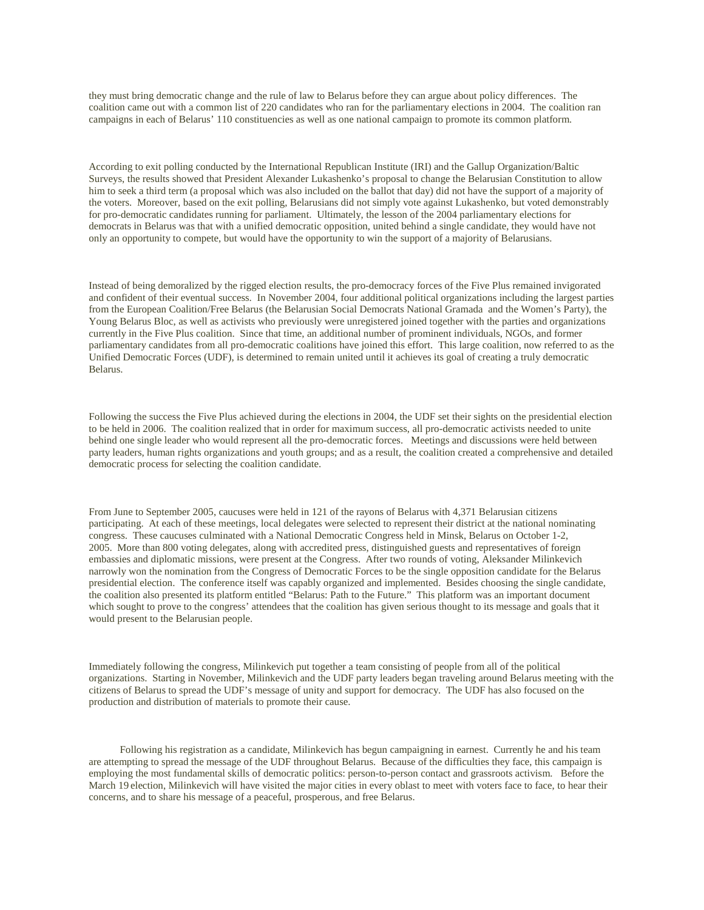they must bring democratic change and the rule of law to Belarus before they can argue about policy differences. The coalition came out with a common list of 220 candidates who ran for the parliamentary elections in 2004. The coalition ran campaigns in each of Belarus' 110 constituencies as well as one national campaign to promote its common platform.

According to exit polling conducted by the International Republican Institute (IRI) and the Gallup Organization/Baltic Surveys, the results showed that President Alexander Lukashenko's proposal to change the Belarusian Constitution to allow him to seek a third term (a proposal which was also included on the ballot that day) did not have the support of a majority of the voters. Moreover, based on the exit polling, Belarusians did not simply vote against Lukashenko, but voted demonstrably for pro-democratic candidates running for parliament. Ultimately, the lesson of the 2004 parliamentary elections for democrats in Belarus was that with a unified democratic opposition, united behind a single candidate, they would have not only an opportunity to compete, but would have the opportunity to win the support of a majority of Belarusians.

Instead of being demoralized by the rigged election results, the pro-democracy forces of the Five Plus remained invigorated and confident of their eventual success. In November 2004, four additional political organizations including the largest parties from the European Coalition/Free Belarus (the Belarusian Social Democrats National Gramada and the Women's Party), the Young Belarus Bloc, as well as activists who previously were unregistered joined together with the parties and organizations currently in the Five Plus coalition. Since that time, an additional number of prominent individuals, NGOs, and former parliamentary candidates from all pro-democratic coalitions have joined this effort. This large coalition, now referred to as the Unified Democratic Forces (UDF), is determined to remain united until it achieves its goal of creating a truly democratic Belarus.

Following the success the Five Plus achieved during the elections in 2004, the UDF set their sights on the presidential election to be held in 2006. The coalition realized that in order for maximum success, all pro-democratic activists needed to unite behind one single leader who would represent all the pro-democratic forces. Meetings and discussions were held between party leaders, human rights organizations and youth groups; and as a result, the coalition created a comprehensive and detailed democratic process for selecting the coalition candidate.

From June to September 2005, caucuses were held in 121 of the rayons of Belarus with 4,371 Belarusian citizens participating. At each of these meetings, local delegates were selected to represent their district at the national nominating congress. These caucuses culminated with a National Democratic Congress held in Minsk, Belarus on October 1-2, 2005. More than 800 voting delegates, along with accredited press, distinguished guests and representatives of foreign embassies and diplomatic missions, were present at the Congress. After two rounds of voting, Aleksander Milinkevich narrowly won the nomination from the Congress of Democratic Forces to be the single opposition candidate for the Belarus presidential election. The conference itself was capably organized and implemented. Besides choosing the single candidate, the coalition also presented its platform entitled "Belarus: Path to the Future." This platform was an important document which sought to prove to the congress' attendees that the coalition has given serious thought to its message and goals that it would present to the Belarusian people.

Immediately following the congress, Milinkevich put together a team consisting of people from all of the political organizations. Starting in November, Milinkevich and the UDF party leaders began traveling around Belarus meeting with the citizens of Belarus to spread the UDF's message of unity and support for democracy. The UDF has also focused on the production and distribution of materials to promote their cause.

Following his registration as a candidate, Milinkevich has begun campaigning in earnest. Currently he and his team are attempting to spread the message of the UDF throughout Belarus. Because of the difficulties they face, this campaign is employing the most fundamental skills of democratic politics: person-to-person contact and grassroots activism. Before the March 19 election, Milinkevich will have visited the major cities in every oblast to meet with voters face to face, to hear their concerns, and to share his message of a peaceful, prosperous, and free Belarus.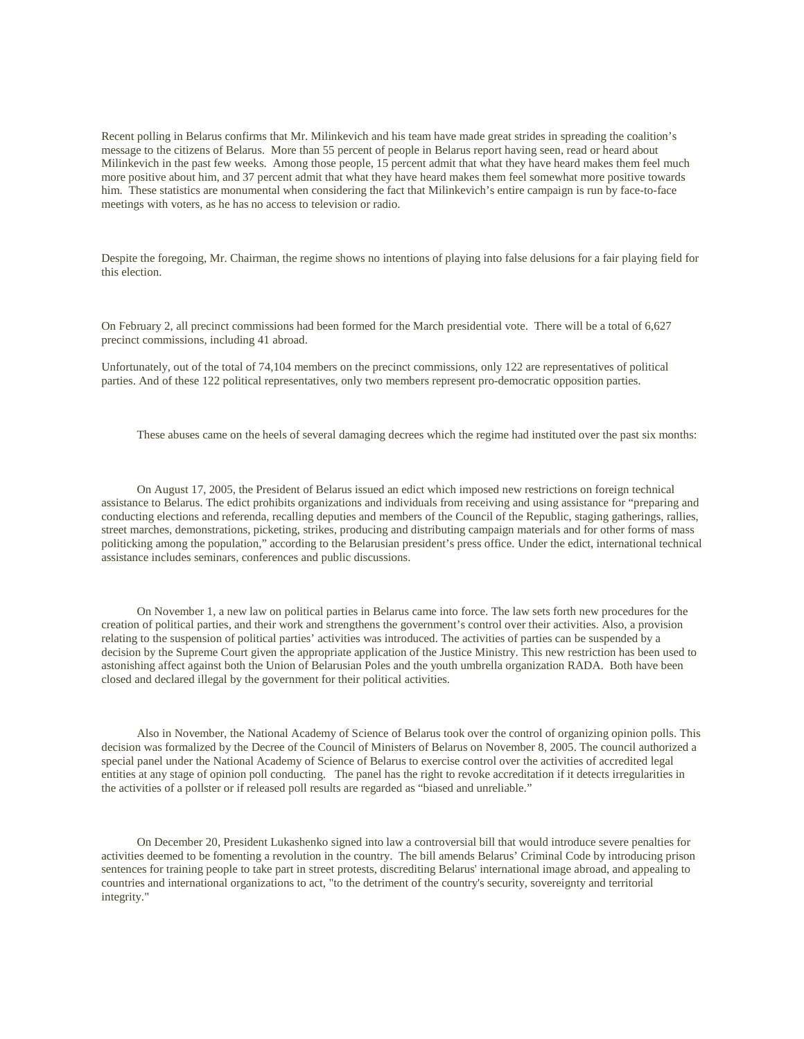Recent polling in Belarus confirms that Mr. Milinkevich and his team have made great strides in spreading the coalition's message to the citizens of Belarus. More than 55 percent of people in Belarus report having seen, read or heard about Milinkevich in the past few weeks. Among those people, 15 percent admit that what they have heard makes them feel much more positive about him, and 37 percent admit that what they have heard makes them feel somewhat more positive towards him. These statistics are monumental when considering the fact that Milinkevich's entire campaign is run by face-to-face meetings with voters, as he has no access to television or radio.

Despite the foregoing, Mr. Chairman, the regime shows no intentions of playing into false delusions for a fair playing field for this election.

On February 2, all precinct commissions had been formed for the March presidential vote. There will be a total of 6,627 precinct commissions, including 41 abroad.

Unfortunately, out of the total of 74,104 members on the precinct commissions, only 122 are representatives of political parties. And of these 122 political representatives, only two members represent pro-democratic opposition parties.

These abuses came on the heels of several damaging decrees which the regime had instituted over the past six months:

On August 17, 2005, the President of Belarus issued an edict which imposed new restrictions on foreign technical assistance to Belarus. The edict prohibits organizations and individuals from receiving and using assistance for "preparing and conducting elections and referenda, recalling deputies and members of the Council of the Republic, staging gatherings, rallies, street marches, demonstrations, picketing, strikes, producing and distributing campaign materials and for other forms of mass politicking among the population," according to the Belarusian president's press office. Under the edict, international technical assistance includes seminars, conferences and public discussions.

On November 1, a new law on political parties in Belarus came into force. The law sets forth new procedures for the creation of political parties, and their work and strengthens the government's control over their activities. Also, a provision relating to the suspension of political parties' activities was introduced. The activities of parties can be suspended by a decision by the Supreme Court given the appropriate application of the Justice Ministry. This new restriction has been used to astonishing affect against both the Union of Belarusian Poles and the youth umbrella organization RADA. Both have been closed and declared illegal by the government for their political activities.

Also in November, the National Academy of Science of Belarus took over the control of organizing opinion polls. This decision was formalized by the Decree of the Council of Ministers of Belarus on November 8, 2005. The council authorized a special panel under the National Academy of Science of Belarus to exercise control over the activities of accredited legal entities at any stage of opinion poll conducting. The panel has the right to revoke accreditation if it detects irregularities in the activities of a pollster or if released poll results are regarded as "biased and unreliable."

On December 20, President Lukashenko signed into law a controversial bill that would introduce severe penalties for activities deemed to be fomenting a revolution in the country. The bill amends Belarus' Criminal Code by introducing prison sentences for training people to take part in street protests, discrediting Belarus' international image abroad, and appealing to countries and international organizations to act, "to the detriment of the country's security, sovereignty and territorial integrity."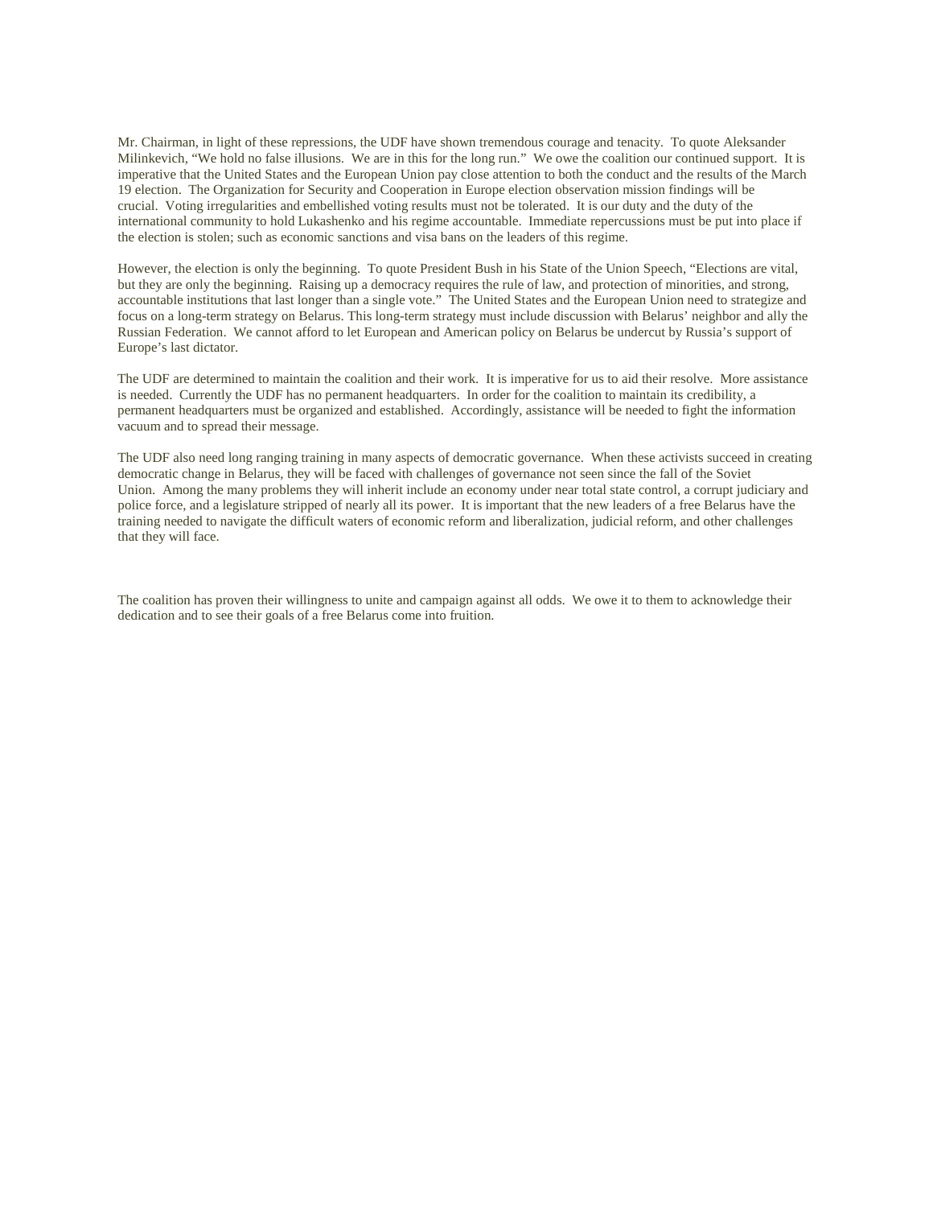Mr. Chairman, in light of these repressions, the UDF have shown tremendous courage and tenacity. To quote Aleksander Milinkevich, "We hold no false illusions. We are in this for the long run." We owe the coalition our continued support. It is imperative that the United States and the European Union pay close attention to both the conduct and the results of the March 19 election. The Organization for Security and Cooperation in Europe election observation mission findings will be crucial. Voting irregularities and embellished voting results must not be tolerated. It is our duty and the duty of the international community to hold Lukashenko and his regime accountable. Immediate repercussions must be put into place if the election is stolen; such as economic sanctions and visa bans on the leaders of this regime.

However, the election is only the beginning. To quote President Bush in his State of the Union Speech, "Elections are vital, but they are only the beginning. Raising up a democracy requires the rule of law, and protection of minorities, and strong, accountable institutions that last longer than a single vote." The United States and the European Union need to strategize and focus on a long-term strategy on Belarus. This long-term strategy must include discussion with Belarus' neighbor and ally the Russian Federation. We cannot afford to let European and American policy on Belarus be undercut by Russia's support of Europe's last dictator.

The UDF are determined to maintain the coalition and their work. It is imperative for us to aid their resolve. More assistance is needed. Currently the UDF has no permanent headquarters. In order for the coalition to maintain its credibility, a permanent headquarters must be organized and established. Accordingly, assistance will be needed to fight the information vacuum and to spread their message.

The UDF also need long ranging training in many aspects of democratic governance. When these activists succeed in creating democratic change in Belarus, they will be faced with challenges of governance not seen since the fall of the Soviet Union. Among the many problems they will inherit include an economy under near total state control, a corrupt judiciary and police force, and a legislature stripped of nearly all its power. It is important that the new leaders of a free Belarus have the training needed to navigate the difficult waters of economic reform and liberalization, judicial reform, and other challenges that they will face.

The coalition has proven their willingness to unite and campaign against all odds. We owe it to them to acknowledge their dedication and to see their goals of a free Belarus come into fruition.